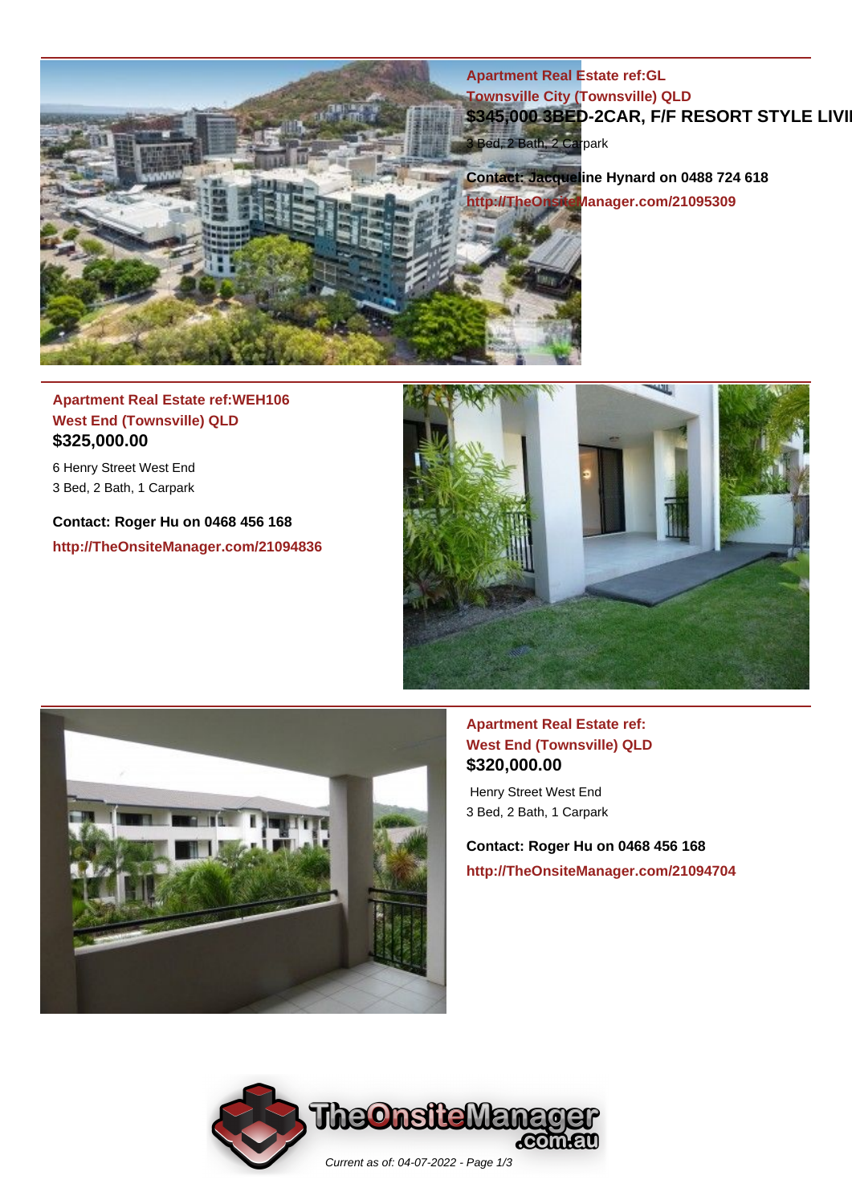**Apartment Real Estate ref:GL**
**Townsville City (Townsville) QLD**
**$345,000 3BED-2CAR, F/F RESORT STYLE LIVI**

3 Bed, 2 Bath, 2 Carpark

**Contact: Jacqueline Hynard on 0488 724 618**
**http://TheOnsiteManager.com/21095309**

---

**Apartment Real Estate ref:WEH106**
**West End (Townsville) QLD**
**$325,000.00**

6 Henry Street West End
3 Bed, 2 Bath, 1 Carpark

**Contact: Roger Hu on 0468 456 168**
**http://TheOnsiteManager.com/21094836**

---

**Apartment Real Estate ref:**
**West End (Townsville) QLD**
**$320,000.00**

Henry Street West End
3 Bed, 2 Bath, 1 Carpark

**Contact: Roger Hu on 0468 456 168**
**http://TheOnsiteManager.com/21094704**

*Current as of: 04-07-2022*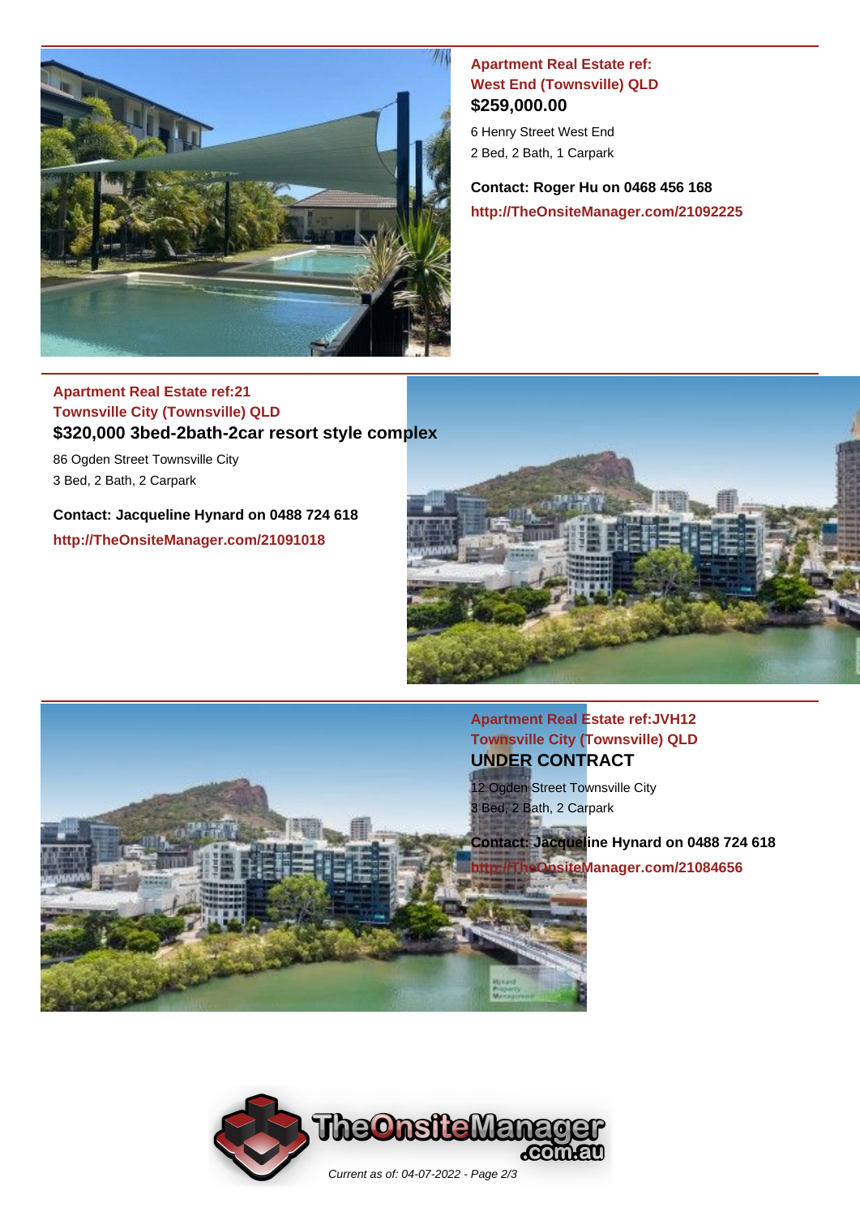**Apartment Real Estate ref:**
**West End (Townsville) QLD**
**$259,000.00**

6 Henry Street West End
2 Bed, 2 Bath, 1 Carpark

**Contact: Roger Hu on 0468 456 168**
**http://TheOnsiteManager.com/21092225**

---

**Apartment Real Estate ref:21**
**Townsville City (Townsville) QLD**
**$320,000 3bed-2bath-2car resort style complex**

86 Ogden Street Townsville City
3 Bed, 2 Bath, 2 Carpark

**Contact: Jacqueline Hynard on 0488 724 618**
**http://TheOnsiteManager.com/21091018**

---

**Apartment Real Estate ref:JVH12**
**Townsville City (Townsville) QLD**
**UNDER CONTRACT**

12 Ogden Street Townsville City
3 Bed, 2 Bath, 2 Carpark

**Contact: Jacqueline Hynard on 0488 724 618**
**http://TheOnsiteManager.com/21084656**

*Current as of: 04-07-2022*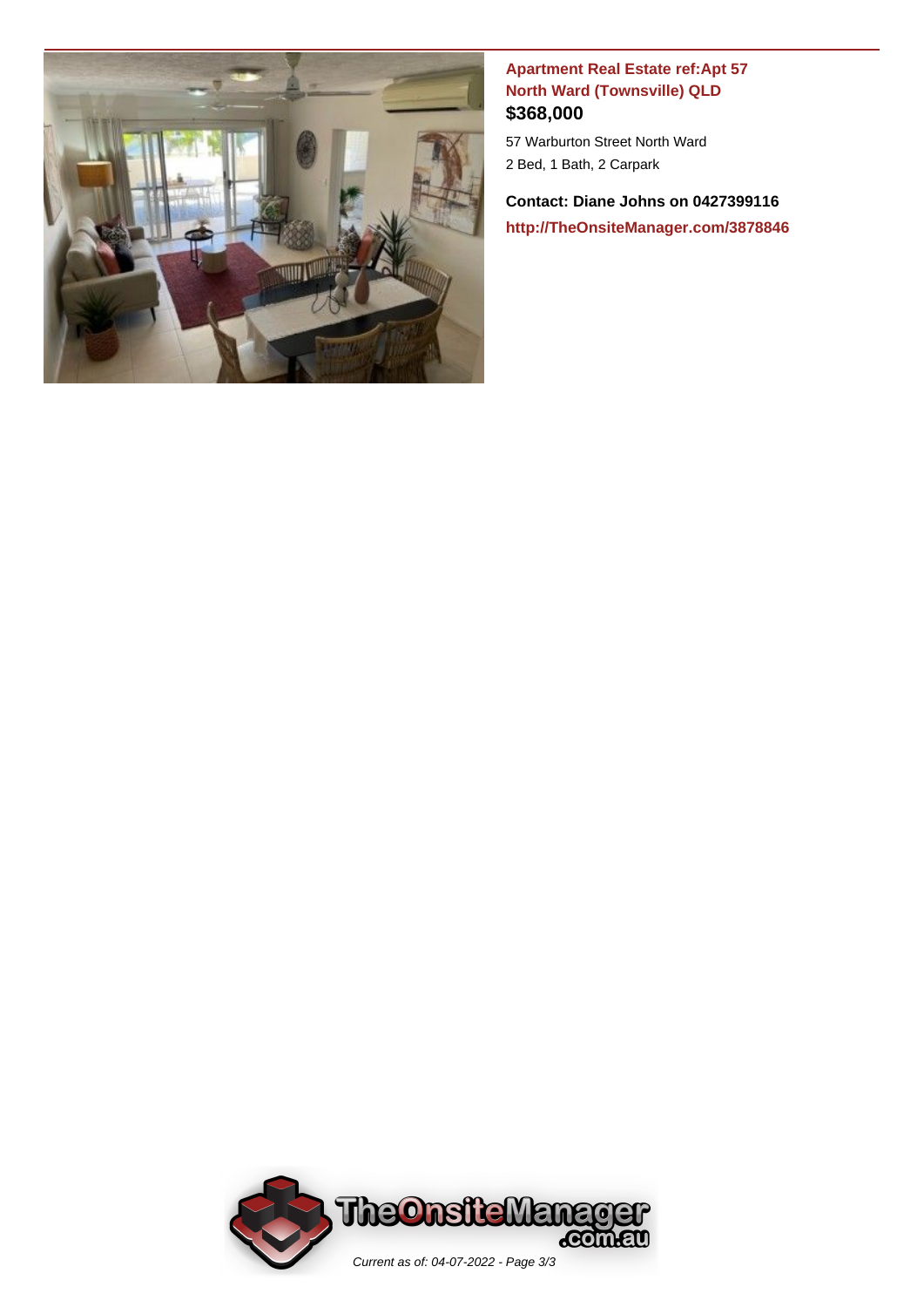## Apartment Real Estate ref:Apt 57 North Ward (Townsville) QLD

**$368,000**

57 Warburton Street North Ward

2 Bed, 1 Bath, 2 Carpark

**Contact: Diane Johns on 0427399116**

**http://TheOnsiteManager.com/3878846**

*Current as of: 04-07-2022*